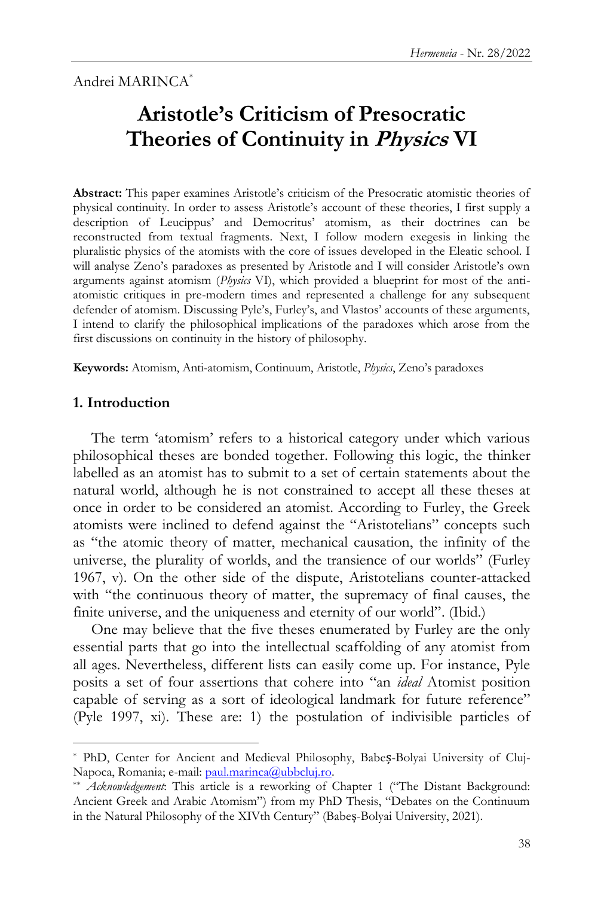Andrei MARINCA[*]

# Aristotle's Criticism of Presocratic Theories of Continuity in *Physics* VI

**Abstract:** This paper examines Aristotle's criticism of the Presocratic atomistic theories of physical continuity. In order to assess Aristotle's account of these theories, I first supply a description of Leucippus' and Democritus' atomism, as their doctrines can be reconstructed from textual fragments. Next, I follow modern exegesis in linking the pluralistic physics of the atomists with the core of issues developed in the Eleatic school. I will analyse Zeno's paradoxes as presented by Aristotle and I will consider Aristotle's own arguments against atomism (*Physics* VI), which provided a blueprint for most of the anti-atomistic critiques in pre-modern times and represented a challenge for any subsequent defender of atomism. Discussing Pyle's, Furley's, and Vlastos' accounts of these arguments, I intend to clarify the philosophical implications of the paradoxes which arose from the first discussions on continuity in the history of philosophy.

**Keywords:** Atomism, Anti-atomism, Continuum, Aristotle, *Physics*, Zeno's paradoxes

## 1. Introduction

The term 'atomism' refers to a historical category under which various philosophical theses are bonded together. Following this logic, the thinker labelled as an atomist has to submit to a set of certain statements about the natural world, although he is not constrained to accept all these theses at once in order to be considered an atomist. According to Furley, the Greek atomists were inclined to defend against the "Aristotelians" concepts such as "the atomic theory of matter, mechanical causation, the infinity of the universe, the plurality of worlds, and the transience of our worlds" (Furley 1967, v). On the other side of the dispute, Aristotelians counter-attacked with "the continuous theory of matter, the supremacy of final causes, the finite universe, and the uniqueness and eternity of our world". (Ibid.)

One may believe that the five theses enumerated by Furley are the only essential parts that go into the intellectual scaffolding of any atomist from all ages. Nevertheless, different lists can easily come up. For instance, Pyle posits a set of four assertions that cohere into "an *ideal* Atomist position capable of serving as a sort of ideological landmark for future reference" (Pyle 1997, xi). These are: 1) the postulation of indivisible particles of

---

[*] PhD, Center for Ancient and Medieval Philosophy, Babeş-Bolyai University of Cluj-Napoca, Romania; e-mail: paul.marinca@ubbcluj.ro.

[**] *Acknowledgement*: This article is a reworking of Chapter 1 ("The Distant Background: Ancient Greek and Arabic Atomism") from my PhD Thesis, "Debates on the Continuum in the Natural Philosophy of the XIVth Century" (Babeş-Bolyai University, 2021).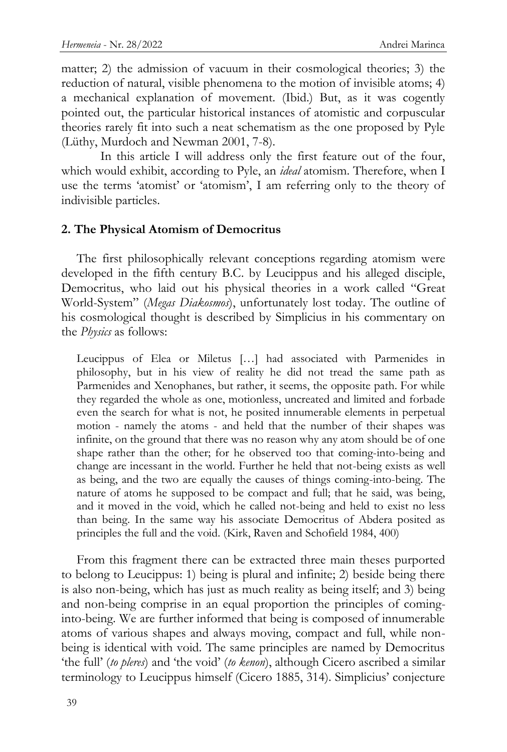matter; 2) the admission of vacuum in their cosmological theories; 3) the reduction of natural, visible phenomena to the motion of invisible atoms; 4) a mechanical explanation of movement. (Ibid.) But, as it was cogently pointed out, the particular historical instances of atomistic and corpuscular theories rarely fit into such a neat schematism as the one proposed by Pyle (Lüthy, Murdoch and Newman 2001, 7-8).

In this article I will address only the first feature out of the four, which would exhibit, according to Pyle, an *ideal* atomism. Therefore, when I use the terms 'atomist' or 'atomism', I am referring only to the theory of indivisible particles.

## 2. The Physical Atomism of Democritus

The first philosophically relevant conceptions regarding atomism were developed in the fifth century B.C. by Leucippus and his alleged disciple, Democritus, who laid out his physical theories in a work called "Great World-System" (*Megas Diakosmos*), unfortunately lost today. The outline of his cosmological thought is described by Simplicius in his commentary on the *Physics* as follows:

> Leucippus of Elea or Miletus […] had associated with Parmenides in philosophy, but in his view of reality he did not tread the same path as Parmenides and Xenophanes, but rather, it seems, the opposite path. For while they regarded the whole as one, motionless, uncreated and limited and forbade even the search for what is not, he posited innumerable elements in perpetual motion - namely the atoms - and held that the number of their shapes was infinite, on the ground that there was no reason why any atom should be of one shape rather than the other; for he observed too that coming-into-being and change are incessant in the world. Further he held that not-being exists as well as being, and the two are equally the causes of things coming-into-being. The nature of atoms he supposed to be compact and full; that he said, was being, and it moved in the void, which he called not-being and held to exist no less than being. In the same way his associate Democritus of Abdera posited as principles the full and the void. (Kirk, Raven and Schofield 1984, 400)

From this fragment there can be extracted three main theses purported to belong to Leucippus: 1) being is plural and infinite; 2) beside being there is also non-being, which has just as much reality as being itself; and 3) being and non-being comprise in an equal proportion the principles of coming-into-being. We are further informed that being is composed of innumerable atoms of various shapes and always moving, compact and full, while non-being is identical with void. The same principles are named by Democritus 'the full' (*to pleres*) and 'the void' (*to kenon*), although Cicero ascribed a similar terminology to Leucippus himself (Cicero 1885, 314). Simplicius' conjecture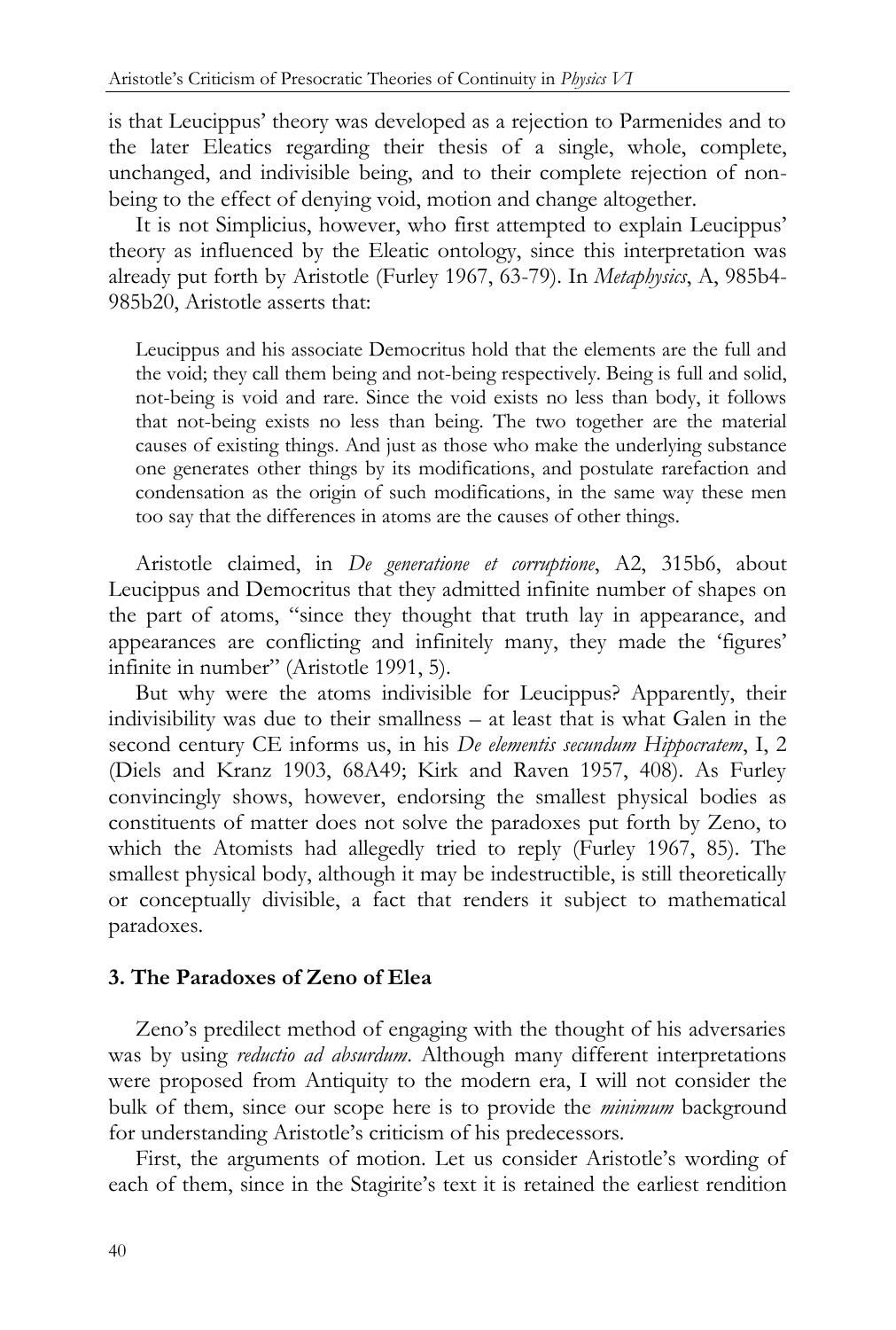is that Leucippus' theory was developed as a rejection to Parmenides and to the later Eleatics regarding their thesis of a single, whole, complete, unchanged, and indivisible being, and to their complete rejection of non-being to the effect of denying void, motion and change altogether.

It is not Simplicius, however, who first attempted to explain Leucippus' theory as influenced by the Eleatic ontology, since this interpretation was already put forth by Aristotle (Furley 1967, 63-79). In *Metaphysics*, A, 985b4-985b20, Aristotle asserts that:

> Leucippus and his associate Democritus hold that the elements are the full and the void; they call them being and not-being respectively. Being is full and solid, not-being is void and rare. Since the void exists no less than body, it follows that not-being exists no less than being. The two together are the material causes of existing things. And just as those who make the underlying substance one generates other things by its modifications, and postulate rarefaction and condensation as the origin of such modifications, in the same way these men too say that the differences in atoms are the causes of other things.

Aristotle claimed, in *De generatione et corruptione*, A2, 315b6, about Leucippus and Democritus that they admitted infinite number of shapes on the part of atoms, "since they thought that truth lay in appearance, and appearances are conflicting and infinitely many, they made the 'figures' infinite in number" (Aristotle 1991, 5).

But why were the atoms indivisible for Leucippus? Apparently, their indivisibility was due to their smallness – at least that is what Galen in the second century CE informs us, in his *De elementis secundum Hippocratem*, I, 2 (Diels and Kranz 1903, 68A49; Kirk and Raven 1957, 408). As Furley convincingly shows, however, endorsing the smallest physical bodies as constituents of matter does not solve the paradoxes put forth by Zeno, to which the Atomists had allegedly tried to reply (Furley 1967, 85). The smallest physical body, although it may be indestructible, is still theoretically or conceptually divisible, a fact that renders it subject to mathematical paradoxes.

## 3. The Paradoxes of Zeno of Elea

Zeno's predilect method of engaging with the thought of his adversaries was by using *reductio ad absurdum*. Although many different interpretations were proposed from Antiquity to the modern era, I will not consider the bulk of them, since our scope here is to provide the ***minimum*** background for understanding Aristotle's criticism of his predecessors.

First, the arguments of motion. Let us consider Aristotle's wording of each of them, since in the Stagirite's text it is retained the earliest rendition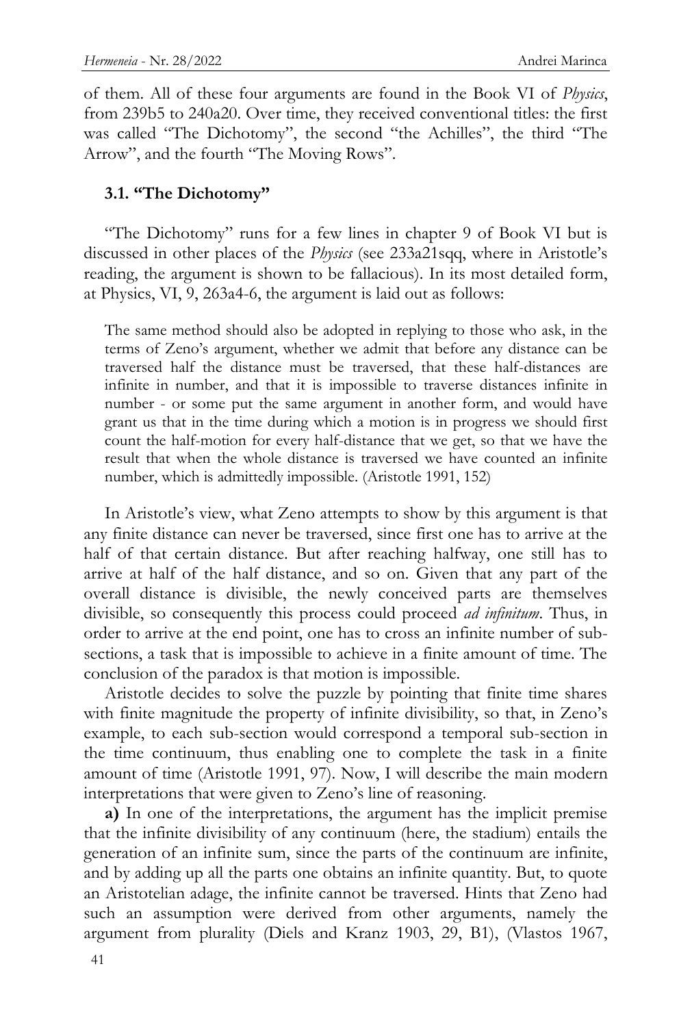of them. All of these four arguments are found in the Book VI of *Physics*, from 239b5 to 240a20. Over time, they received conventional titles: the first was called "The Dichotomy", the second "the Achilles", the third "The Arrow", and the fourth "The Moving Rows".

### 3.1. "The Dichotomy"

"The Dichotomy" runs for a few lines in chapter 9 of Book VI but is discussed in other places of the *Physics* (see 233a21sqq, where in Aristotle's reading, the argument is shown to be fallacious). In its most detailed form, at Physics, VI, 9, 263a4-6, the argument is laid out as follows:

> The same method should also be adopted in replying to those who ask, in the terms of Zeno's argument, whether we admit that before any distance can be traversed half the distance must be traversed, that these half-distances are infinite in number, and that it is impossible to traverse distances infinite in number - or some put the same argument in another form, and would have grant us that in the time during which a motion is in progress we should first count the half-motion for every half-distance that we get, so that we have the result that when the whole distance is traversed we have counted an infinite number, which is admittedly impossible. (Aristotle 1991, 152)

In Aristotle's view, what Zeno attempts to show by this argument is that any finite distance can never be traversed, since first one has to arrive at the half of that certain distance. But after reaching halfway, one still has to arrive at half of the half distance, and so on. Given that any part of the overall distance is divisible, the newly conceived parts are themselves divisible, so consequently this process could proceed *ad infinitum*. Thus, in order to arrive at the end point, one has to cross an infinite number of sub-sections, a task that is impossible to achieve in a finite amount of time. The conclusion of the paradox is that motion is impossible.

Aristotle decides to solve the puzzle by pointing that finite time shares with finite magnitude the property of infinite divisibility, so that, in Zeno's example, to each sub-section would correspond a temporal sub-section in the time continuum, thus enabling one to complete the task in a finite amount of time (Aristotle 1991, 97). Now, I will describe the main modern interpretations that were given to Zeno's line of reasoning.

**a)** In one of the interpretations, the argument has the implicit premise that the infinite divisibility of any continuum (here, the stadium) entails the generation of an infinite sum, since the parts of the continuum are infinite, and by adding up all the parts one obtains an infinite quantity. But, to quote an Aristotelian adage, the infinite cannot be traversed. Hints that Zeno had such an assumption were derived from other arguments, namely the argument from plurality (Diels and Kranz 1903, 29, B1), (Vlastos 1967,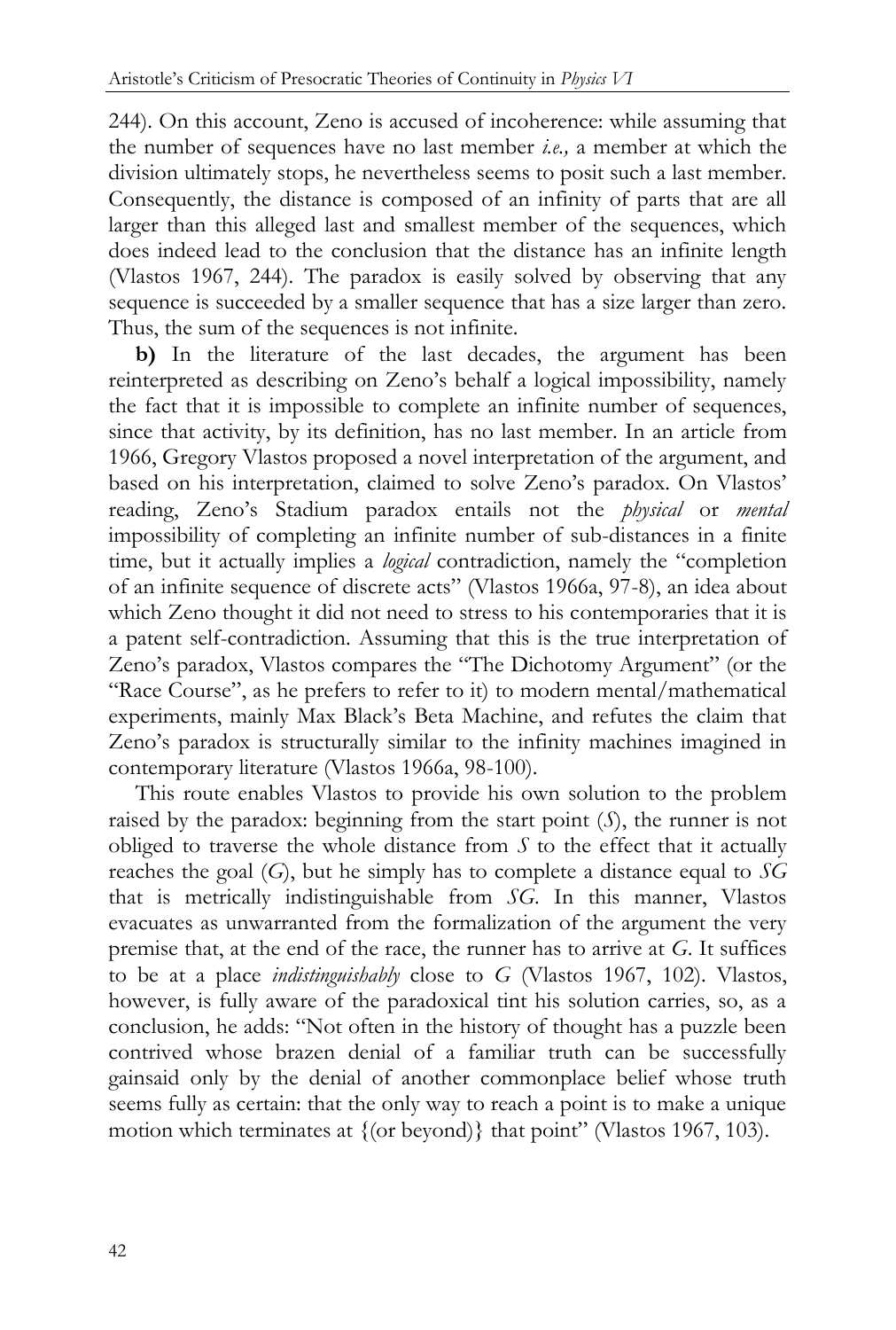244). On this account, Zeno is accused of incoherence: while assuming that the number of sequences have no last member *i.e.,* a member at which the division ultimately stops, he nevertheless seems to posit such a last member. Consequently, the distance is composed of an infinity of parts that are all larger than this alleged last and smallest member of the sequences, which does indeed lead to the conclusion that the distance has an infinite length (Vlastos 1967, 244). The paradox is easily solved by observing that any sequence is succeeded by a smaller sequence that has a size larger than zero. Thus, the sum of the sequences is not infinite.

**b)** In the literature of the last decades, the argument has been reinterpreted as describing on Zeno's behalf a logical impossibility, namely the fact that it is impossible to complete an infinite number of sequences, since that activity, by its definition, has no last member. In an article from 1966, Gregory Vlastos proposed a novel interpretation of the argument, and based on his interpretation, claimed to solve Zeno's paradox. On Vlastos' reading, Zeno's Stadium paradox entails not the *physical* or *mental* impossibility of completing an infinite number of sub-distances in a finite time, but it actually implies a *logical* contradiction, namely the "completion of an infinite sequence of discrete acts" (Vlastos 1966a, 97-8), an idea about which Zeno thought it did not need to stress to his contemporaries that it is a patent self-contradiction. Assuming that this is the true interpretation of Zeno's paradox, Vlastos compares the "The Dichotomy Argument" (or the "Race Course", as he prefers to refer to it) to modern mental/mathematical experiments, mainly Max Black's Beta Machine, and refutes the claim that Zeno's paradox is structurally similar to the infinity machines imagined in contemporary literature (Vlastos 1966a, 98-100).

This route enables Vlastos to provide his own solution to the problem raised by the paradox: beginning from the start point (*S*), the runner is not obliged to traverse the whole distance from *S* to the effect that it actually reaches the goal (*G*), but he simply has to complete a distance equal to *SG* that is metrically indistinguishable from *SG*. In this manner, Vlastos evacuates as unwarranted from the formalization of the argument the very premise that, at the end of the race, the runner has to arrive at *G*. It suffices to be at a place *indistinguishably* close to *G* (Vlastos 1967, 102). Vlastos, however, is fully aware of the paradoxical tint his solution carries, so, as a conclusion, he adds: "Not often in the history of thought has a puzzle been contrived whose brazen denial of a familiar truth can be successfully gainsaid only by the denial of another commonplace belief whose truth seems fully as certain: that the only way to reach a point is to make a unique motion which terminates at {(or beyond)} that point" (Vlastos 1967, 103).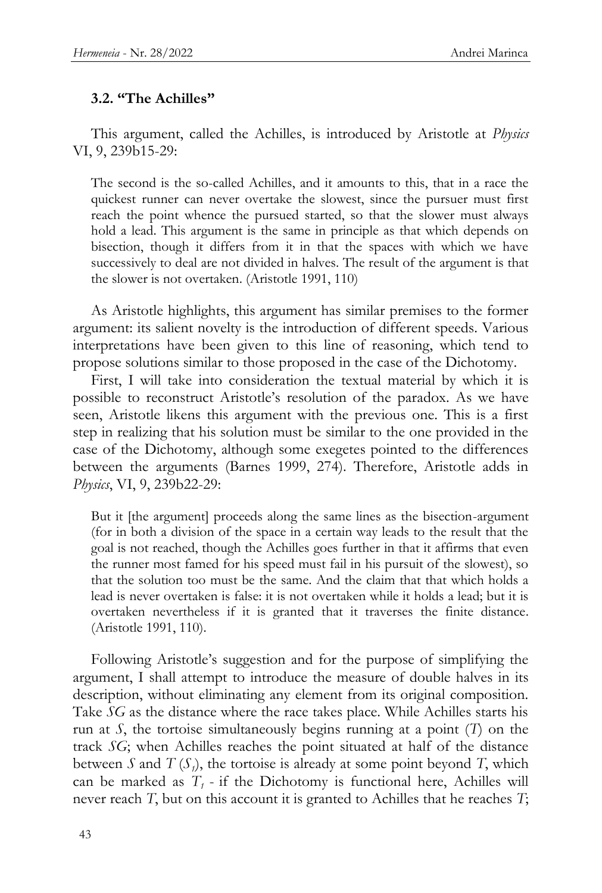### 3.2. "The Achilles"

This argument, called the Achilles, is introduced by Aristotle at *Physics* VI, 9, 239b15-29:

> The second is the so-called Achilles, and it amounts to this, that in a race the quickest runner can never overtake the slowest, since the pursuer must first reach the point whence the pursued started, so that the slower must always hold a lead. This argument is the same in principle as that which depends on bisection, though it differs from it in that the spaces with which we have successively to deal are not divided in halves. The result of the argument is that the slower is not overtaken. (Aristotle 1991, 110)

As Aristotle highlights, this argument has similar premises to the former argument: its salient novelty is the introduction of different speeds. Various interpretations have been given to this line of reasoning, which tend to propose solutions similar to those proposed in the case of the Dichotomy.

First, I will take into consideration the textual material by which it is possible to reconstruct Aristotle's resolution of the paradox. As we have seen, Aristotle likens this argument with the previous one. This is a first step in realizing that his solution must be similar to the one provided in the case of the Dichotomy, although some exegetes pointed to the differences between the arguments (Barnes 1999, 274). Therefore, Aristotle adds in *Physics*, VI, 9, 239b22-29:

> But it [the argument] proceeds along the same lines as the bisection-argument (for in both a division of the space in a certain way leads to the result that the goal is not reached, though the Achilles goes further in that it affirms that even the runner most famed for his speed must fail in his pursuit of the slowest), so that the solution too must be the same. And the claim that that which holds a lead is never overtaken is false: it is not overtaken while it holds a lead; but it is overtaken nevertheless if it is granted that it traverses the finite distance. (Aristotle 1991, 110).

Following Aristotle's suggestion and for the purpose of simplifying the argument, I shall attempt to introduce the measure of double halves in its description, without eliminating any element from its original composition. Take *SG* as the distance where the race takes place. While Achilles starts his run at *S*, the tortoise simultaneously begins running at a point (*T*) on the track *SG*; when Achilles reaches the point situated at half of the distance between *S* and *T* ($S_1$), the tortoise is already at some point beyond *T*, which can be marked as $T_1$ - if the Dichotomy is functional here, Achilles will never reach *T*, but on this account it is granted to Achilles that he reaches *T*;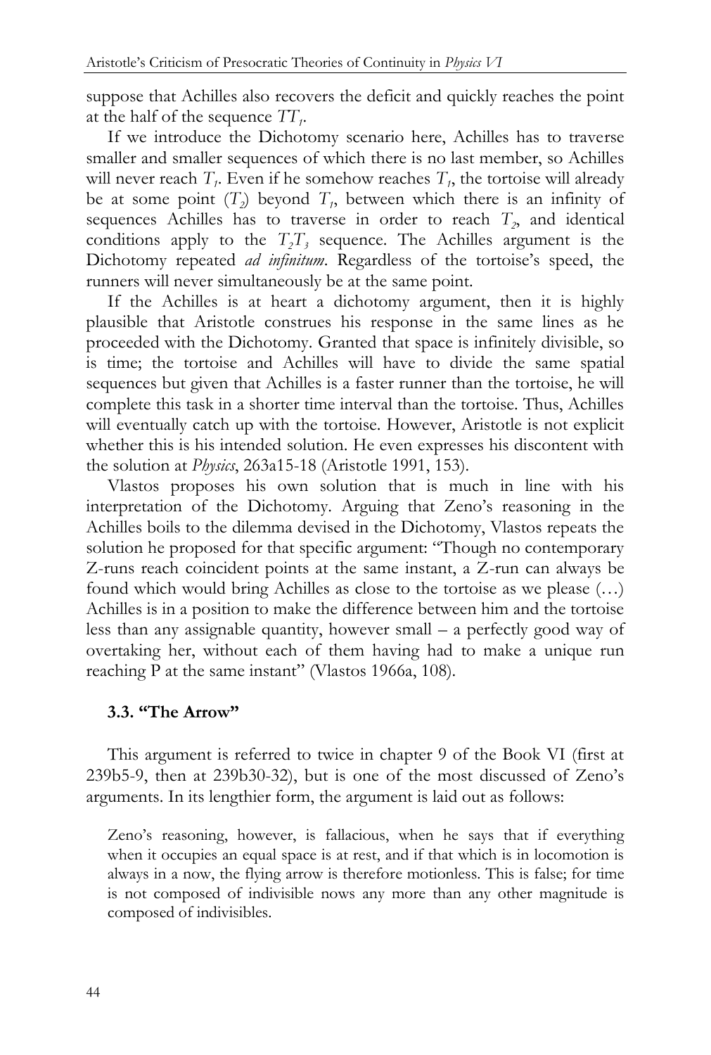suppose that Achilles also recovers the deficit and quickly reaches the point at the half of the sequence $TT_1$.

If we introduce the Dichotomy scenario here, Achilles has to traverse smaller and smaller sequences of which there is no last member, so Achilles will never reach $T_1$. Even if he somehow reaches $T_1$, the tortoise will already be at some point ($T_2$) beyond $T_1$, between which there is an infinity of sequences Achilles has to traverse in order to reach $T_2$, and identical conditions apply to the $T_2T_3$ sequence. The Achilles argument is the Dichotomy repeated *ad infinitum*. Regardless of the tortoise's speed, the runners will never simultaneously be at the same point.

If the Achilles is at heart a dichotomy argument, then it is highly plausible that Aristotle construes his response in the same lines as he proceeded with the Dichotomy. Granted that space is infinitely divisible, so is time; the tortoise and Achilles will have to divide the same spatial sequences but given that Achilles is a faster runner than the tortoise, he will complete this task in a shorter time interval than the tortoise. Thus, Achilles will eventually catch up with the tortoise. However, Aristotle is not explicit whether this is his intended solution. He even expresses his discontent with the solution at *Physics*, 263a15-18 (Aristotle 1991, 153).

Vlastos proposes his own solution that is much in line with his interpretation of the Dichotomy. Arguing that Zeno's reasoning in the Achilles boils to the dilemma devised in the Dichotomy, Vlastos repeats the solution he proposed for that specific argument: "Though no contemporary Z-runs reach coincident points at the same instant, a Z-run can always be found which would bring Achilles as close to the tortoise as we please (…) Achilles is in a position to make the difference between him and the tortoise less than any assignable quantity, however small – a perfectly good way of overtaking her, without each of them having had to make a unique run reaching P at the same instant" (Vlastos 1966a, 108).

### 3.3. "The Arrow"

This argument is referred to twice in chapter 9 of the Book VI (first at 239b5-9, then at 239b30-32), but is one of the most discussed of Zeno's arguments. In its lengthier form, the argument is laid out as follows:

> Zeno's reasoning, however, is fallacious, when he says that if everything when it occupies an equal space is at rest, and if that which is in locomotion is always in a now, the flying arrow is therefore motionless. This is false; for time is not composed of indivisible nows any more than any other magnitude is composed of indivisibles.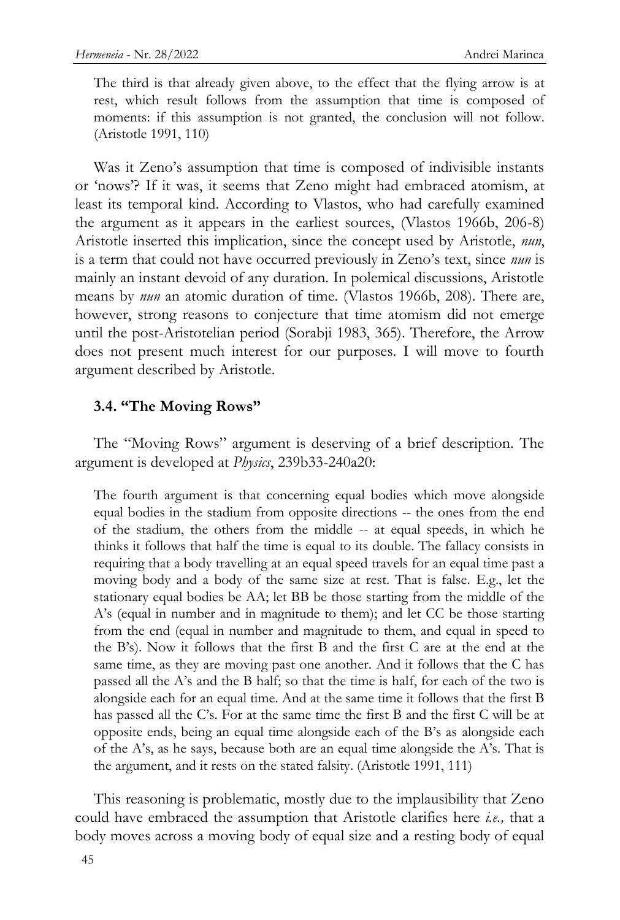> The third is that already given above, to the effect that the flying arrow is at rest, which result follows from the assumption that time is composed of moments: if this assumption is not granted, the conclusion will not follow. (Aristotle 1991, 110)

Was it Zeno's assumption that time is composed of indivisible instants or 'nows'? If it was, it seems that Zeno might had embraced atomism, at least its temporal kind. According to Vlastos, who had carefully examined the argument as it appears in the earliest sources, (Vlastos 1966b, 206-8) Aristotle inserted this implication, since the concept used by Aristotle, *nun*, is a term that could not have occurred previously in Zeno's text, since *nun* is mainly an instant devoid of any duration. In polemical discussions, Aristotle means by *nun* an atomic duration of time. (Vlastos 1966b, 208). There are, however, strong reasons to conjecture that time atomism did not emerge until the post-Aristotelian period (Sorabji 1983, 365). Therefore, the Arrow does not present much interest for our purposes. I will move to fourth argument described by Aristotle.

### 3.4. "The Moving Rows"

The "Moving Rows" argument is deserving of a brief description. The argument is developed at *Physics*, 239b33-240a20:

> The fourth argument is that concerning equal bodies which move alongside equal bodies in the stadium from opposite directions -- the ones from the end of the stadium, the others from the middle -- at equal speeds, in which he thinks it follows that half the time is equal to its double. The fallacy consists in requiring that a body travelling at an equal speed travels for an equal time past a moving body and a body of the same size at rest. That is false. E.g., let the stationary equal bodies be AA; let BB be those starting from the middle of the A's (equal in number and in magnitude to them); and let CC be those starting from the end (equal in number and magnitude to them, and equal in speed to the B's). Now it follows that the first B and the first C are at the end at the same time, as they are moving past one another. And it follows that the C has passed all the A's and the B half; so that the time is half, for each of the two is alongside each for an equal time. And at the same time it follows that the first B has passed all the C's. For at the same time the first B and the first C will be at opposite ends, being an equal time alongside each of the B's as alongside each of the A's, as he says, because both are an equal time alongside the A's. That is the argument, and it rests on the stated falsity. (Aristotle 1991, 111)

This reasoning is problematic, mostly due to the implausibility that Zeno could have embraced the assumption that Aristotle clarifies here *i.e.,* that a body moves across a moving body of equal size and a resting body of equal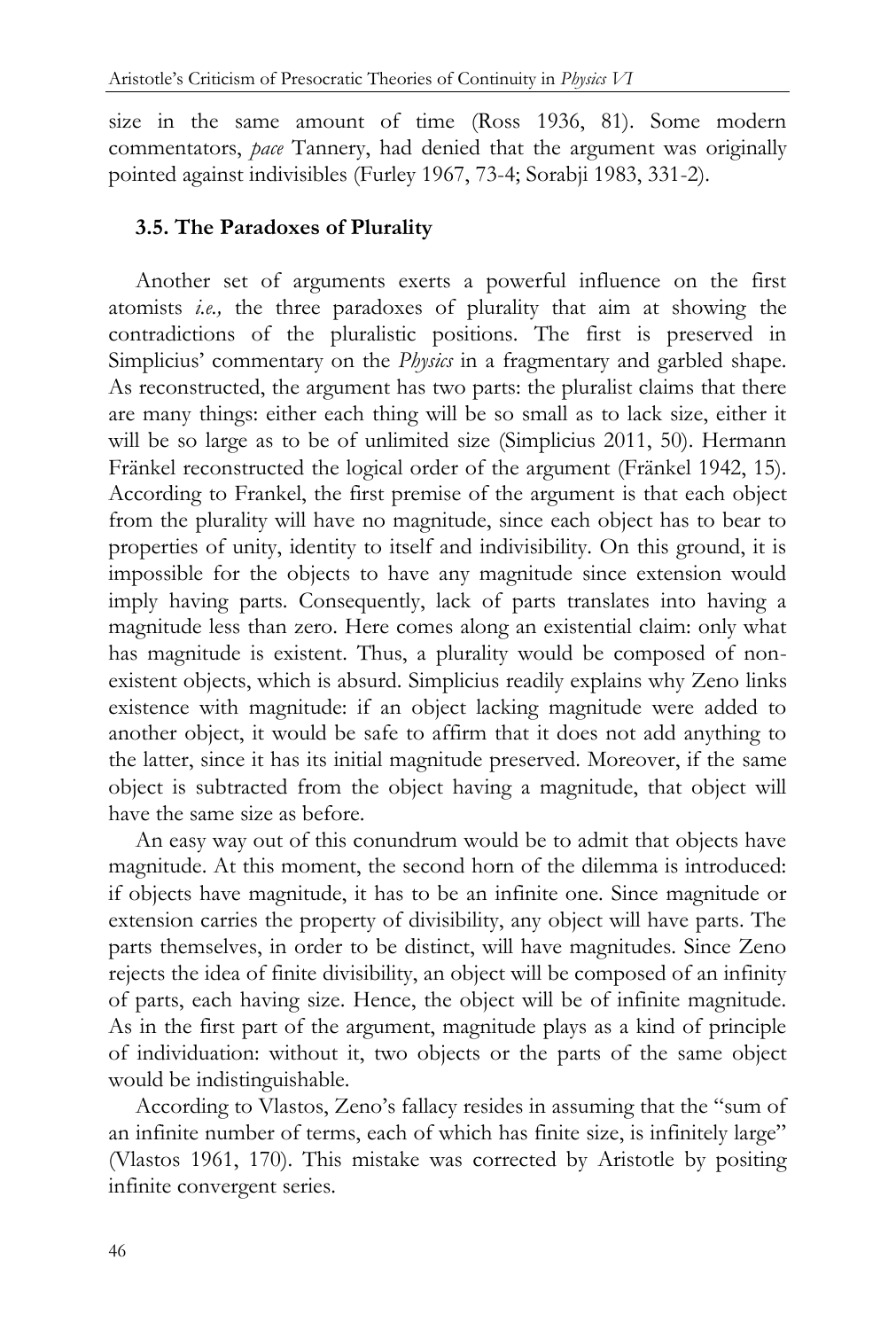size in the same amount of time (Ross 1936, 81). Some modern commentators, *pace* Tannery, had denied that the argument was originally pointed against indivisibles (Furley 1967, 73-4; Sorabji 1983, 331-2).

### 3.5. The Paradoxes of Plurality

Another set of arguments exerts a powerful influence on the first atomists *i.e.,* the three paradoxes of plurality that aim at showing the contradictions of the pluralistic positions. The first is preserved in Simplicius' commentary on the *Physics* in a fragmentary and garbled shape. As reconstructed, the argument has two parts: the pluralist claims that there are many things: either each thing will be so small as to lack size, either it will be so large as to be of unlimited size (Simplicius 2011, 50). Hermann Fränkel reconstructed the logical order of the argument (Fränkel 1942, 15). According to Frankel, the first premise of the argument is that each object from the plurality will have no magnitude, since each object has to bear to properties of unity, identity to itself and indivisibility. On this ground, it is impossible for the objects to have any magnitude since extension would imply having parts. Consequently, lack of parts translates into having a magnitude less than zero. Here comes along an existential claim: only what has magnitude is existent. Thus, a plurality would be composed of non-existent objects, which is absurd. Simplicius readily explains why Zeno links existence with magnitude: if an object lacking magnitude were added to another object, it would be safe to affirm that it does not add anything to the latter, since it has its initial magnitude preserved. Moreover, if the same object is subtracted from the object having a magnitude, that object will have the same size as before.

An easy way out of this conundrum would be to admit that objects have magnitude. At this moment, the second horn of the dilemma is introduced: if objects have magnitude, it has to be an infinite one. Since magnitude or extension carries the property of divisibility, any object will have parts. The parts themselves, in order to be distinct, will have magnitudes. Since Zeno rejects the idea of finite divisibility, an object will be composed of an infinity of parts, each having size. Hence, the object will be of infinite magnitude. As in the first part of the argument, magnitude plays as a kind of principle of individuation: without it, two objects or the parts of the same object would be indistinguishable.

According to Vlastos, Zeno's fallacy resides in assuming that the "sum of an infinite number of terms, each of which has finite size, is infinitely large" (Vlastos 1961, 170). This mistake was corrected by Aristotle by positing infinite convergent series.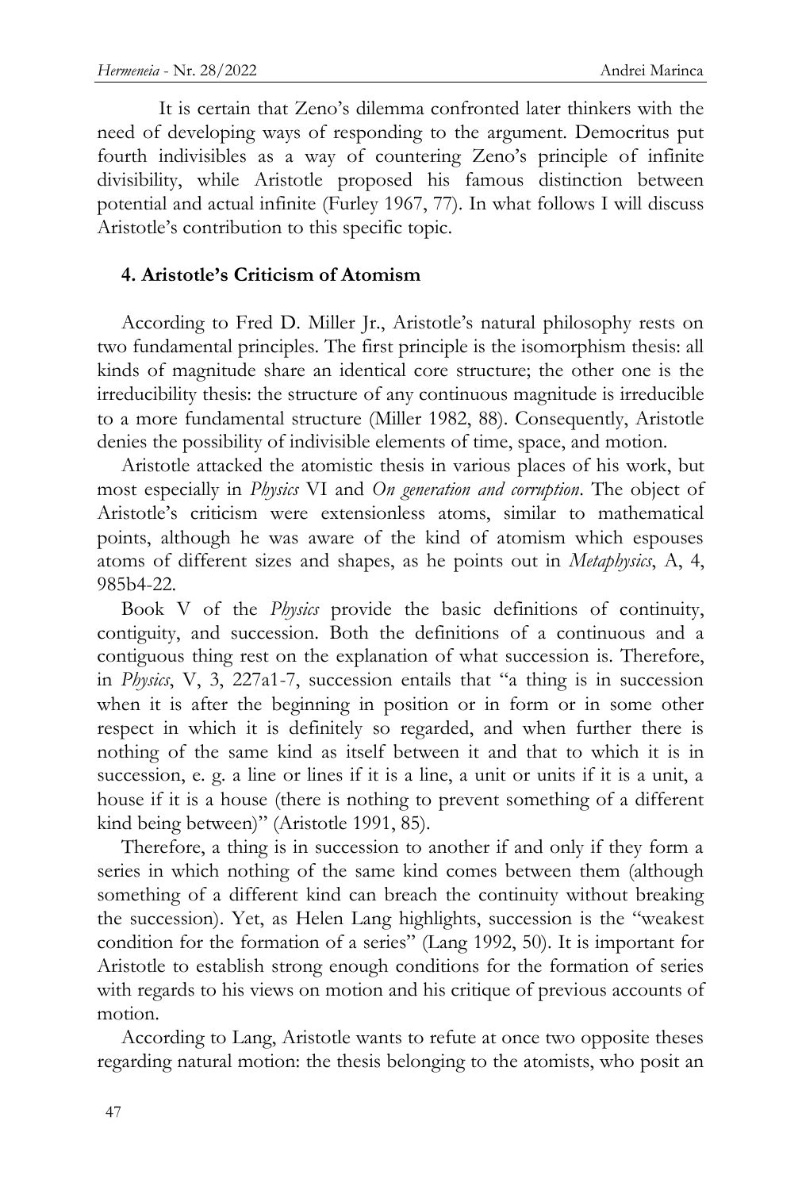It is certain that Zeno's dilemma confronted later thinkers with the need of developing ways of responding to the argument. Democritus put fourth indivisibles as a way of countering Zeno's principle of infinite divisibility, while Aristotle proposed his famous distinction between potential and actual infinite (Furley 1967, 77). In what follows I will discuss Aristotle's contribution to this specific topic.

## 4. Aristotle's Criticism of Atomism

According to Fred D. Miller Jr., Aristotle's natural philosophy rests on two fundamental principles. The first principle is the isomorphism thesis: all kinds of magnitude share an identical core structure; the other one is the irreducibility thesis: the structure of any continuous magnitude is irreducible to a more fundamental structure (Miller 1982, 88). Consequently, Aristotle denies the possibility of indivisible elements of time, space, and motion.

Aristotle attacked the atomistic thesis in various places of his work, but most especially in *Physics* VI and *On generation and corruption*. The object of Aristotle's criticism were extensionless atoms, similar to mathematical points, although he was aware of the kind of atomism which espouses atoms of different sizes and shapes, as he points out in *Metaphysics*, A, 4, 985b4-22.

Book V of the *Physics* provide the basic definitions of continuity, contiguity, and succession. Both the definitions of a continuous and a contiguous thing rest on the explanation of what succession is. Therefore, in *Physics*, V, 3, 227a1-7, succession entails that "a thing is in succession when it is after the beginning in position or in form or in some other respect in which it is definitely so regarded, and when further there is nothing of the same kind as itself between it and that to which it is in succession, e. g. a line or lines if it is a line, a unit or units if it is a unit, a house if it is a house (there is nothing to prevent something of a different kind being between)" (Aristotle 1991, 85).

Therefore, a thing is in succession to another if and only if they form a series in which nothing of the same kind comes between them (although something of a different kind can breach the continuity without breaking the succession). Yet, as Helen Lang highlights, succession is the "weakest condition for the formation of a series" (Lang 1992, 50). It is important for Aristotle to establish strong enough conditions for the formation of series with regards to his views on motion and his critique of previous accounts of motion.

According to Lang, Aristotle wants to refute at once two opposite theses regarding natural motion: the thesis belonging to the atomists, who posit an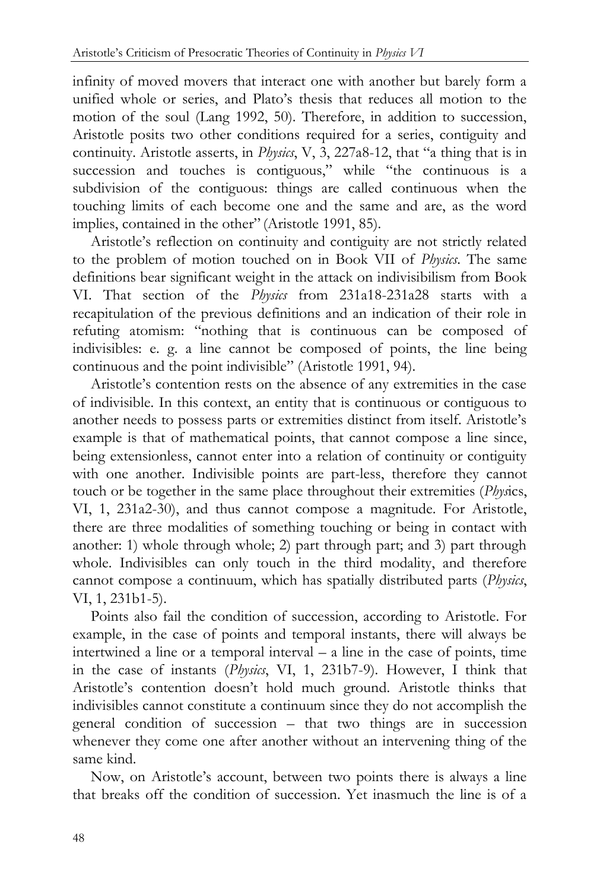infinity of moved movers that interact one with another but barely form a unified whole or series, and Plato's thesis that reduces all motion to the motion of the soul (Lang 1992, 50). Therefore, in addition to succession, Aristotle posits two other conditions required for a series, contiguity and continuity. Aristotle asserts, in *Physics*, V, 3, 227a8-12, that "a thing that is in succession and touches is contiguous," while "the continuous is a subdivision of the contiguous: things are called continuous when the touching limits of each become one and the same and are, as the word implies, contained in the other" (Aristotle 1991, 85).

Aristotle's reflection on continuity and contiguity are not strictly related to the problem of motion touched on in Book VII of *Physics*. The same definitions bear significant weight in the attack on indivisibilism from Book VI. That section of the *Physics* from 231a18-231a28 starts with a recapitulation of the previous definitions and an indication of their role in refuting atomism: "nothing that is continuous can be composed of indivisibles: e. g. a line cannot be composed of points, the line being continuous and the point indivisible" (Aristotle 1991, 94).

Aristotle's contention rests on the absence of any extremities in the case of indivisible. In this context, an entity that is continuous or contiguous to another needs to possess parts or extremities distinct from itself. Aristotle's example is that of mathematical points, that cannot compose a line since, being extensionless, cannot enter into a relation of continuity or contiguity with one another. Indivisible points are part-less, therefore they cannot touch or be together in the same place throughout their extremities (*Physics*, VI, 1, 231a2-30), and thus cannot compose a magnitude. For Aristotle, there are three modalities of something touching or being in contact with another: 1) whole through whole; 2) part through part; and 3) part through whole. Indivisibles can only touch in the third modality, and therefore cannot compose a continuum, which has spatially distributed parts (*Physics*, VI, 1, 231b1-5).

Points also fail the condition of succession, according to Aristotle. For example, in the case of points and temporal instants, there will always be intertwined a line or a temporal interval – a line in the case of points, time in the case of instants (*Physics*, VI, 1, 231b7-9). However, I think that Aristotle's contention doesn't hold much ground. Aristotle thinks that indivisibles cannot constitute a continuum since they do not accomplish the general condition of succession – that two things are in succession whenever they come one after another without an intervening thing of the same kind.

Now, on Aristotle's account, between two points there is always a line that breaks off the condition of succession. Yet inasmuch the line is of a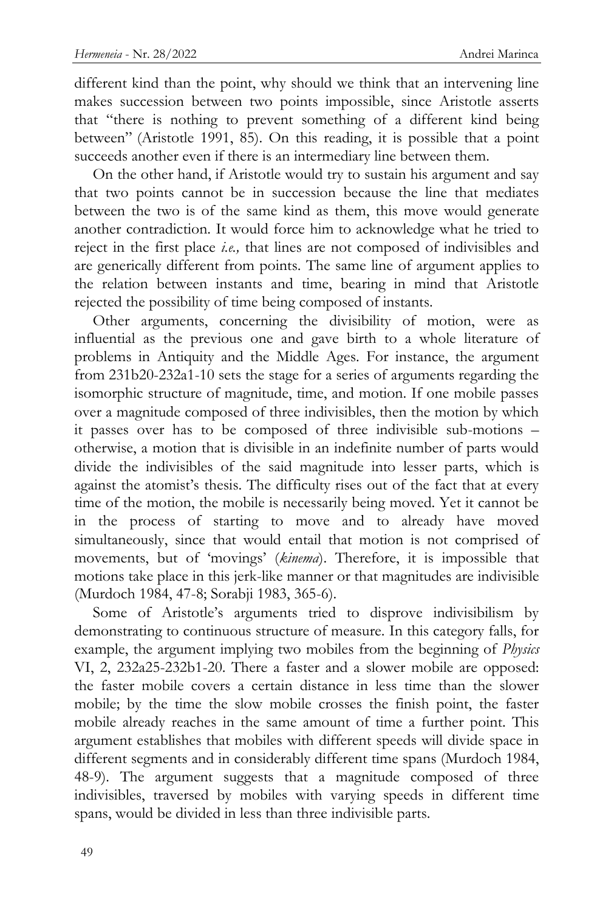different kind than the point, why should we think that an intervening line makes succession between two points impossible, since Aristotle asserts that "there is nothing to prevent something of a different kind being between" (Aristotle 1991, 85). On this reading, it is possible that a point succeeds another even if there is an intermediary line between them.

On the other hand, if Aristotle would try to sustain his argument and say that two points cannot be in succession because the line that mediates between the two is of the same kind as them, this move would generate another contradiction. It would force him to acknowledge what he tried to reject in the first place *i.e.,* that lines are not composed of indivisibles and are generically different from points. The same line of argument applies to the relation between instants and time, bearing in mind that Aristotle rejected the possibility of time being composed of instants.

Other arguments, concerning the divisibility of motion, were as influential as the previous one and gave birth to a whole literature of problems in Antiquity and the Middle Ages. For instance, the argument from 231b20-232a1-10 sets the stage for a series of arguments regarding the isomorphic structure of magnitude, time, and motion. If one mobile passes over a magnitude composed of three indivisibles, then the motion by which it passes over has to be composed of three indivisible sub-motions – otherwise, a motion that is divisible in an indefinite number of parts would divide the indivisibles of the said magnitude into lesser parts, which is against the atomist's thesis. The difficulty rises out of the fact that at every time of the motion, the mobile is necessarily being moved. Yet it cannot be in the process of starting to move and to already have moved simultaneously, since that would entail that motion is not comprised of movements, but of 'movings' (*kinema*). Therefore, it is impossible that motions take place in this jerk-like manner or that magnitudes are indivisible (Murdoch 1984, 47-8; Sorabji 1983, 365-6).

Some of Aristotle's arguments tried to disprove indivisibilism by demonstrating to continuous structure of measure. In this category falls, for example, the argument implying two mobiles from the beginning of *Physics* VI, 2, 232a25-232b1-20. There a faster and a slower mobile are opposed: the faster mobile covers a certain distance in less time than the slower mobile; by the time the slow mobile crosses the finish point, the faster mobile already reaches in the same amount of time a further point. This argument establishes that mobiles with different speeds will divide space in different segments and in considerably different time spans (Murdoch 1984, 48-9). The argument suggests that a magnitude composed of three indivisibles, traversed by mobiles with varying speeds in different time spans, would be divided in less than three indivisible parts.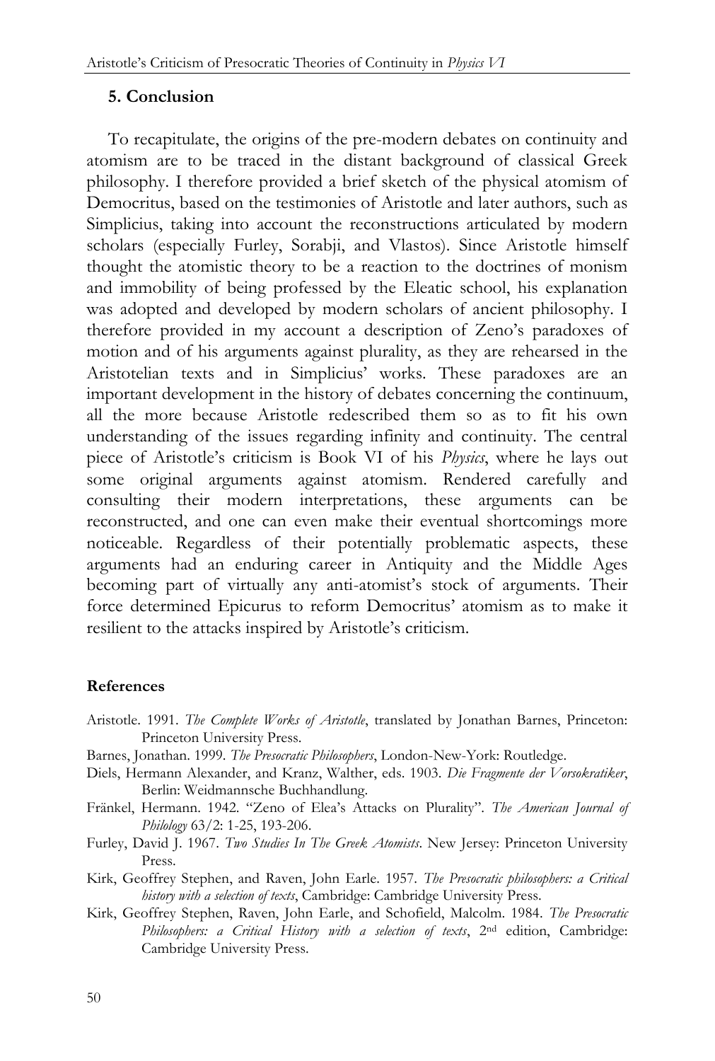## 5. Conclusion

To recapitulate, the origins of the pre-modern debates on continuity and atomism are to be traced in the distant background of classical Greek philosophy. I therefore provided a brief sketch of the physical atomism of Democritus, based on the testimonies of Aristotle and later authors, such as Simplicius, taking into account the reconstructions articulated by modern scholars (especially Furley, Sorabji, and Vlastos). Since Aristotle himself thought the atomistic theory to be a reaction to the doctrines of monism and immobility of being professed by the Eleatic school, his explanation was adopted and developed by modern scholars of ancient philosophy. I therefore provided in my account a description of Zeno's paradoxes of motion and of his arguments against plurality, as they are rehearsed in the Aristotelian texts and in Simplicius' works. These paradoxes are an important development in the history of debates concerning the continuum, all the more because Aristotle redescribed them so as to fit his own understanding of the issues regarding infinity and continuity. The central piece of Aristotle's criticism is Book VI of his *Physics*, where he lays out some original arguments against atomism. Rendered carefully and consulting their modern interpretations, these arguments can be reconstructed, and one can even make their eventual shortcomings more noticeable. Regardless of their potentially problematic aspects, these arguments had an enduring career in Antiquity and the Middle Ages becoming part of virtually any anti-atomist's stock of arguments. Their force determined Epicurus to reform Democritus' atomism as to make it resilient to the attacks inspired by Aristotle's criticism.

### References

Aristotle. 1991. *The Complete Works of Aristotle*, translated by Jonathan Barnes, Princeton: Princeton University Press.

Barnes, Jonathan. 1999. *The Presocratic Philosophers*, London-New-York: Routledge.

Diels, Hermann Alexander, and Kranz, Walther, eds. 1903. *Die Fragmente der Vorsokratiker*, Berlin: Weidmannsche Buchhandlung.

Fränkel, Hermann. 1942. "Zeno of Elea's Attacks on Plurality". *The American Journal of Philology* 63/2: 1-25, 193-206.

Furley, David J. 1967. *Two Studies In The Greek Atomists*. New Jersey: Princeton University Press.

Kirk, Geoffrey Stephen, and Raven, John Earle. 1957. *The Presocratic philosophers: a Critical history with a selection of texts*, Cambridge: Cambridge University Press.

Kirk, Geoffrey Stephen, Raven, John Earle, and Schofield, Malcolm. 1984. *The Presocratic Philosophers: a Critical History with a selection of texts*, 2nd edition, Cambridge: Cambridge University Press.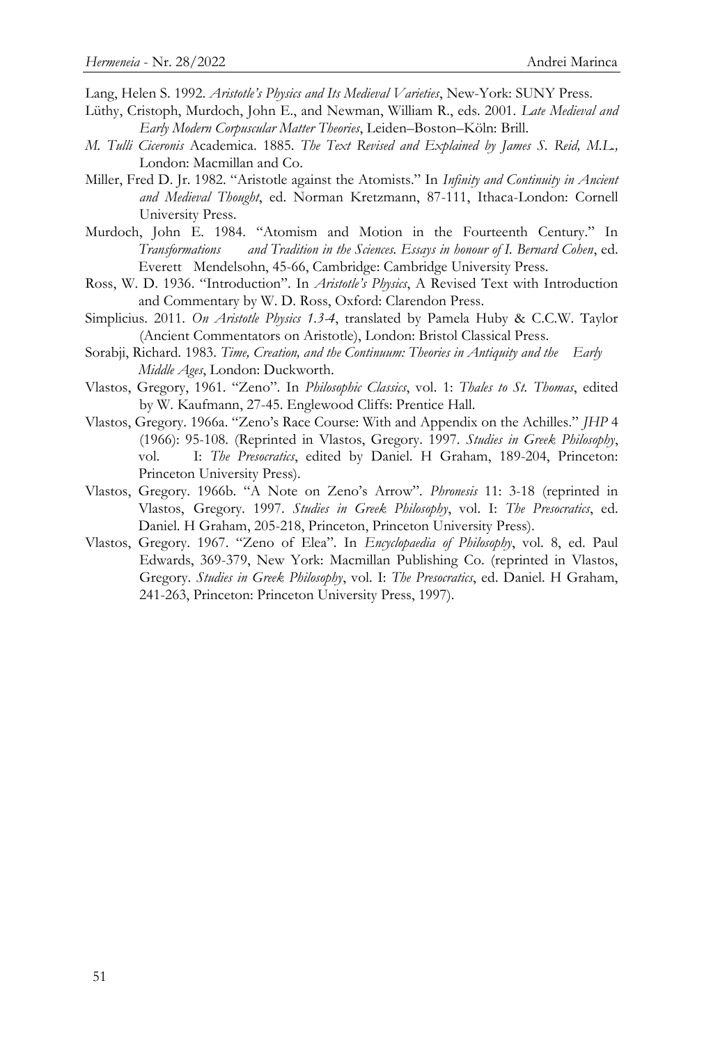Lang, Helen S. 1992. *Aristotle's Physics and Its Medieval Varieties*, New-York: SUNY Press.

Lüthy, Cristoph, Murdoch, John E., and Newman, William R., eds. 2001. *Late Medieval and Early Modern Corpuscular Matter Theories*, Leiden–Boston–Köln: Brill.

*M. Tulli Ciceronis* Academica. 1885. *The Text Revised and Explained by James S. Reid, M.L.,* London: Macmillan and Co.

Miller, Fred D. Jr. 1982. "Aristotle against the Atomists." In *Infinity and Continuity in Ancient and Medieval Thought*, ed. Norman Kretzmann, 87-111, Ithaca-London: Cornell University Press.

Murdoch, John E. 1984. "Atomism and Motion in the Fourteenth Century." In *Transformations and Tradition in the Sciences. Essays in honour of I. Bernard Cohen*, ed. Everett Mendelsohn, 45-66, Cambridge: Cambridge University Press.

Ross, W. D. 1936. "Introduction". In *Aristotle's Physics*, A Revised Text with Introduction and Commentary by W. D. Ross, Oxford: Clarendon Press.

Simplicius. 2011. *On Aristotle Physics 1.3-4*, translated by Pamela Huby & C.C.W. Taylor (Ancient Commentators on Aristotle), London: Bristol Classical Press.

Sorabji, Richard. 1983. *Time, Creation, and the Continuum: Theories in Antiquity and the Early Middle Ages*, London: Duckworth.

Vlastos, Gregory, 1961. "Zeno". In *Philosophic Classics*, vol. 1: *Thales to St. Thomas*, edited by W. Kaufmann, 27-45. Englewood Cliffs: Prentice Hall.

Vlastos, Gregory. 1966a. "Zeno's Race Course: With and Appendix on the Achilles." *JHP* 4 (1966): 95-108. (Reprinted in Vlastos, Gregory. 1997. *Studies in Greek Philosophy*, vol. I: *The Presocratics*, edited by Daniel. H Graham, 189-204, Princeton: Princeton University Press).

Vlastos, Gregory. 1966b. "A Note on Zeno's Arrow". *Phronesis* 11: 3-18 (reprinted in Vlastos, Gregory. 1997. *Studies in Greek Philosophy*, vol. I: *The Presocratics*, ed. Daniel. H Graham, 205-218, Princeton, Princeton University Press).

Vlastos, Gregory. 1967. "Zeno of Elea". In *Encyclopaedia of Philosophy*, vol. 8, ed. Paul Edwards, 369-379, New York: Macmillan Publishing Co. (reprinted in Vlastos, Gregory. *Studies in Greek Philosophy*, vol. I: *The Presocratics*, ed. Daniel. H Graham, 241-263, Princeton: Princeton University Press, 1997).